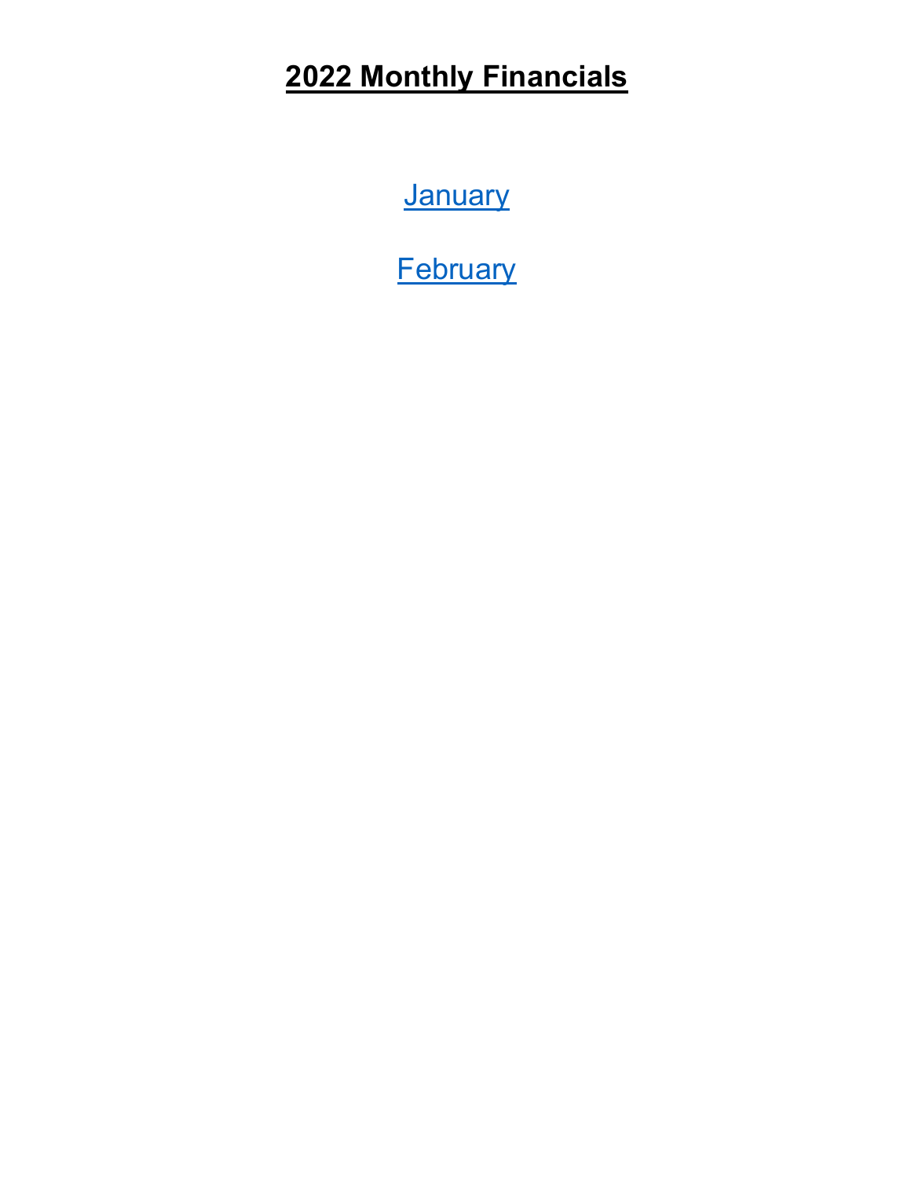# 2022 Monthly Financials

January

February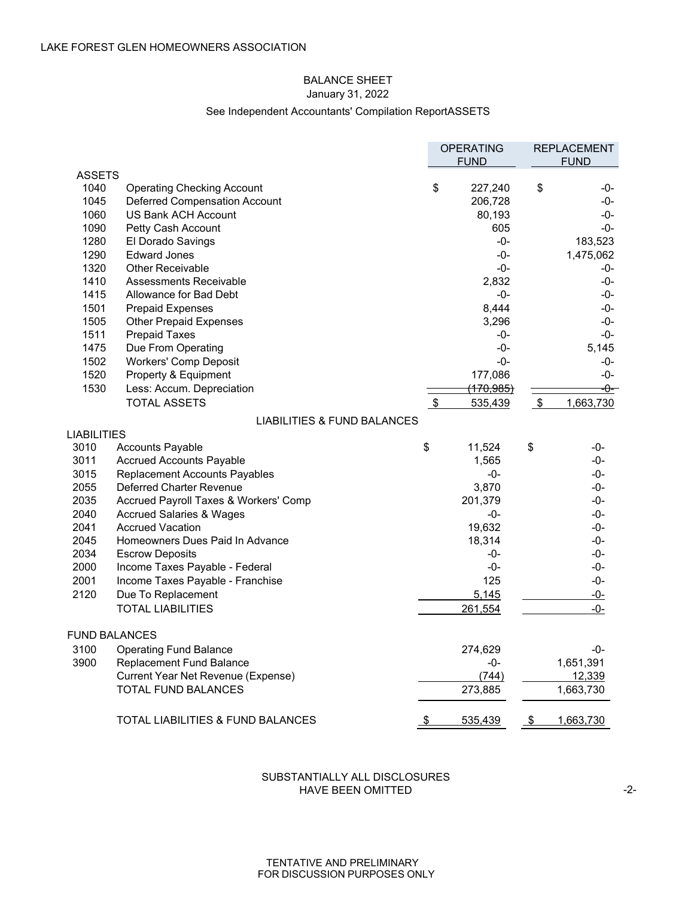LAKE FOREST GLEN HOMEOWNERS ASSOCIATION

## BALANCE SHEET

January 31, 2022

See Independent Accountants' Compilation ReportASSETS

| | | OPERATING FUND | REPLACEMENT FUND |
|---|---|---|---|
| **ASSETS** | | | |
| 1040 | Operating Checking Account | $ 227,240 | $ -0- |
| 1045 | Deferred Compensation Account | 206,728 | -0- |
| 1060 | US Bank ACH Account | 80,193 | -0- |
| 1090 | Petty Cash Account | 605 | -0- |
| 1280 | El Dorado Savings | -0- | 183,523 |
| 1290 | Edward Jones | -0- | 1,475,062 |
| 1320 | Other Receivable | -0- | -0- |
| 1410 | Assessments Receivable | 2,832 | -0- |
| 1415 | Allowance for Bad Debt | -0- | -0- |
| 1501 | Prepaid Expenses | 8,444 | -0- |
| 1505 | Other Prepaid Expenses | 3,296 | -0- |
| 1511 | Prepaid Taxes | -0- | -0- |
| 1475 | Due From Operating | -0- | 5,145 |
| 1502 | Workers' Comp Deposit | -0- | -0- |
| 1520 | Property & Equipment | 177,086 | -0- |
| 1530 | Less: Accum. Depreciation | (170,985) | -0- |
| | TOTAL ASSETS | $ 535,439 | $ 1,663,730 |
| | **LIABILITIES & FUND BALANCES** | | |
| **LIABILITIES** | | | |
| 3010 | Accounts Payable | $ 11,524 | $ -0- |
| 3011 | Accrued Accounts Payable | 1,565 | -0- |
| 3015 | Replacement Accounts Payables | -0- | -0- |
| 2055 | Deferred Charter Revenue | 3,870 | -0- |
| 2035 | Accrued Payroll Taxes & Workers' Comp | 201,379 | -0- |
| 2040 | Accrued Salaries & Wages | -0- | -0- |
| 2041 | Accrued Vacation | 19,632 | -0- |
| 2045 | Homeowners Dues Paid In Advance | 18,314 | -0- |
| 2034 | Escrow Deposits | -0- | -0- |
| 2000 | Income Taxes Payable - Federal | -0- | -0- |
| 2001 | Income Taxes Payable - Franchise | 125 | -0- |
| 2120 | Due To Replacement | 5,145 | -0- |
| | TOTAL LIABILITIES | 261,554 | -0- |
| **FUND BALANCES** | | | |
| 3100 | Operating Fund Balance | 274,629 | -0- |
| 3900 | Replacement Fund Balance | -0- | 1,651,391 |
| | Current Year Net Revenue (Expense) | (744) | 12,339 |
| | TOTAL FUND BALANCES | 273,885 | 1,663,730 |
| | TOTAL LIABILITIES & FUND BALANCES | $ 535,439 | $ 1,663,730 |

SUBSTANTIALLY ALL DISCLOSURES HAVE BEEN OMITTED

TENTATIVE AND PRELIMINARY FOR DISCUSSION PURPOSES ONLY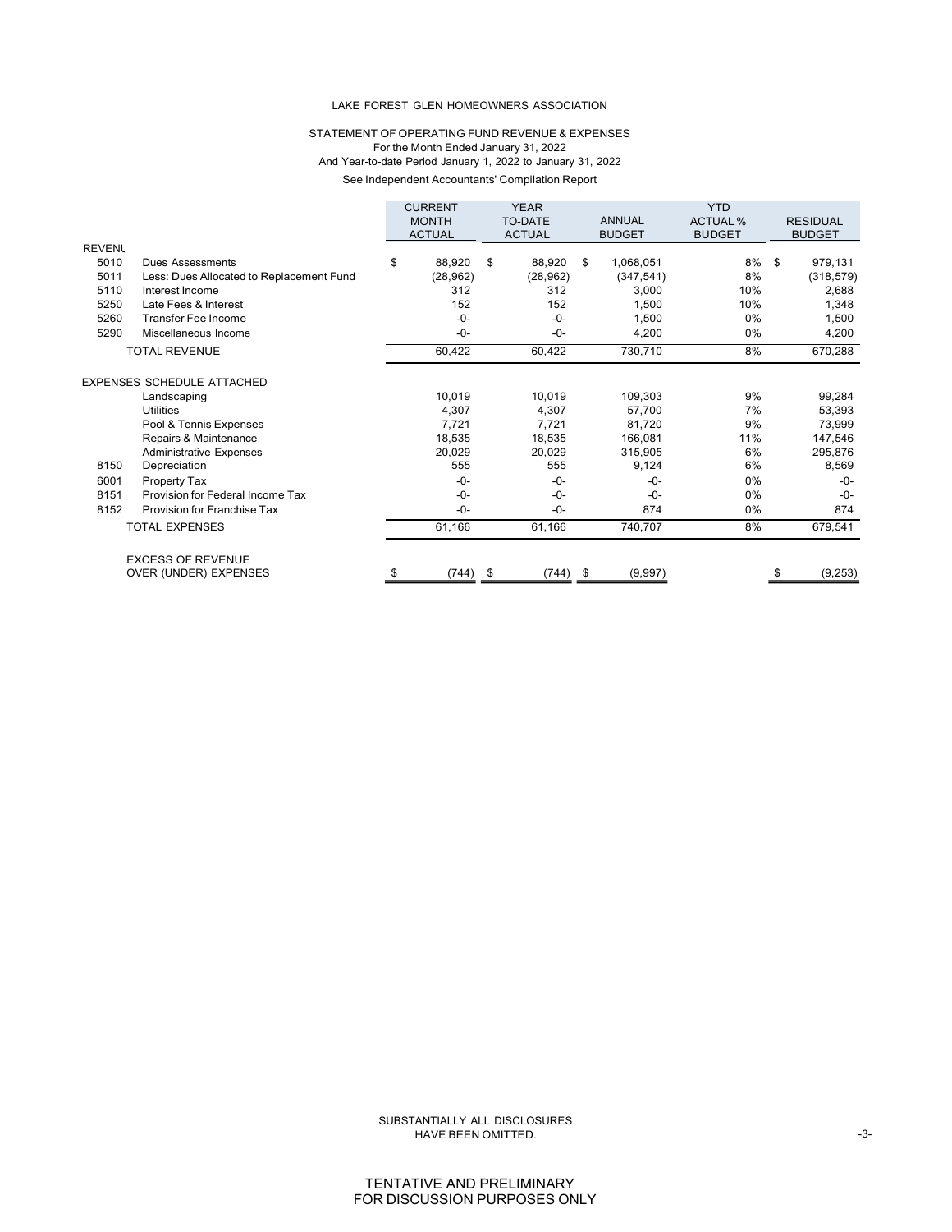LAKE FOREST GLEN HOMEOWNERS ASSOCIATION

STATEMENT OF OPERATING FUND REVENUE & EXPENSES
For the Month Ended January 31, 2022
And Year-to-date Period January 1, 2022 to January 31, 2022
See Independent Accountants' Compilation Report

| | | CURRENT MONTH ACTUAL | YEAR TO-DATE ACTUAL | ANNUAL BUDGET | YTD ACTUAL % BUDGET | RESIDUAL BUDGET |
|---|---|---|---|---|---|---|
| REVENUE | | | | | | |
| 5010 | Dues Assessments | $ 88,920 | $ 88,920 | $ 1,068,051 | 8% | $ 979,131 |
| 5011 | Less: Dues Allocated to Replacement Fund | (28,962) | (28,962) | (347,541) | 8% | (318,579) |
| 5110 | Interest Income | 312 | 312 | 3,000 | 10% | 2,688 |
| 5250 | Late Fees & Interest | 152 | 152 | 1,500 | 10% | 1,348 |
| 5260 | Transfer Fee Income | -0- | -0- | 1,500 | 0% | 1,500 |
| 5290 | Miscellaneous Income | -0- | -0- | 4,200 | 0% | 4,200 |
| | TOTAL REVENUE | 60,422 | 60,422 | 730,710 | 8% | 670,288 |
| EXPENSES SCHEDULE ATTACHED | | | | | | |
| | Landscaping | 10,019 | 10,019 | 109,303 | 9% | 99,284 |
| | Utilities | 4,307 | 4,307 | 57,700 | 7% | 53,393 |
| | Pool & Tennis Expenses | 7,721 | 7,721 | 81,720 | 9% | 73,999 |
| | Repairs & Maintenance | 18,535 | 18,535 | 166,081 | 11% | 147,546 |
| | Administrative Expenses | 20,029 | 20,029 | 315,905 | 6% | 295,876 |
| 8150 | Depreciation | 555 | 555 | 9,124 | 6% | 8,569 |
| 6001 | Property Tax | -0- | -0- | -0- | 0% | -0- |
| 8151 | Provision for Federal Income Tax | -0- | -0- | -0- | 0% | -0- |
| 8152 | Provision for Franchise Tax | -0- | -0- | 874 | 0% | 874 |
| | TOTAL EXPENSES | 61,166 | 61,166 | 740,707 | 8% | 679,541 |
| | EXCESS OF REVENUE OVER (UNDER) EXPENSES | $ (744) | $ (744) | $ (9,997) | | $ (9,253) |

SUBSTANTIALLY ALL DISCLOSURES
HAVE BEEN OMITTED.

TENTATIVE AND PRELIMINARY
FOR DISCUSSION PURPOSES ONLY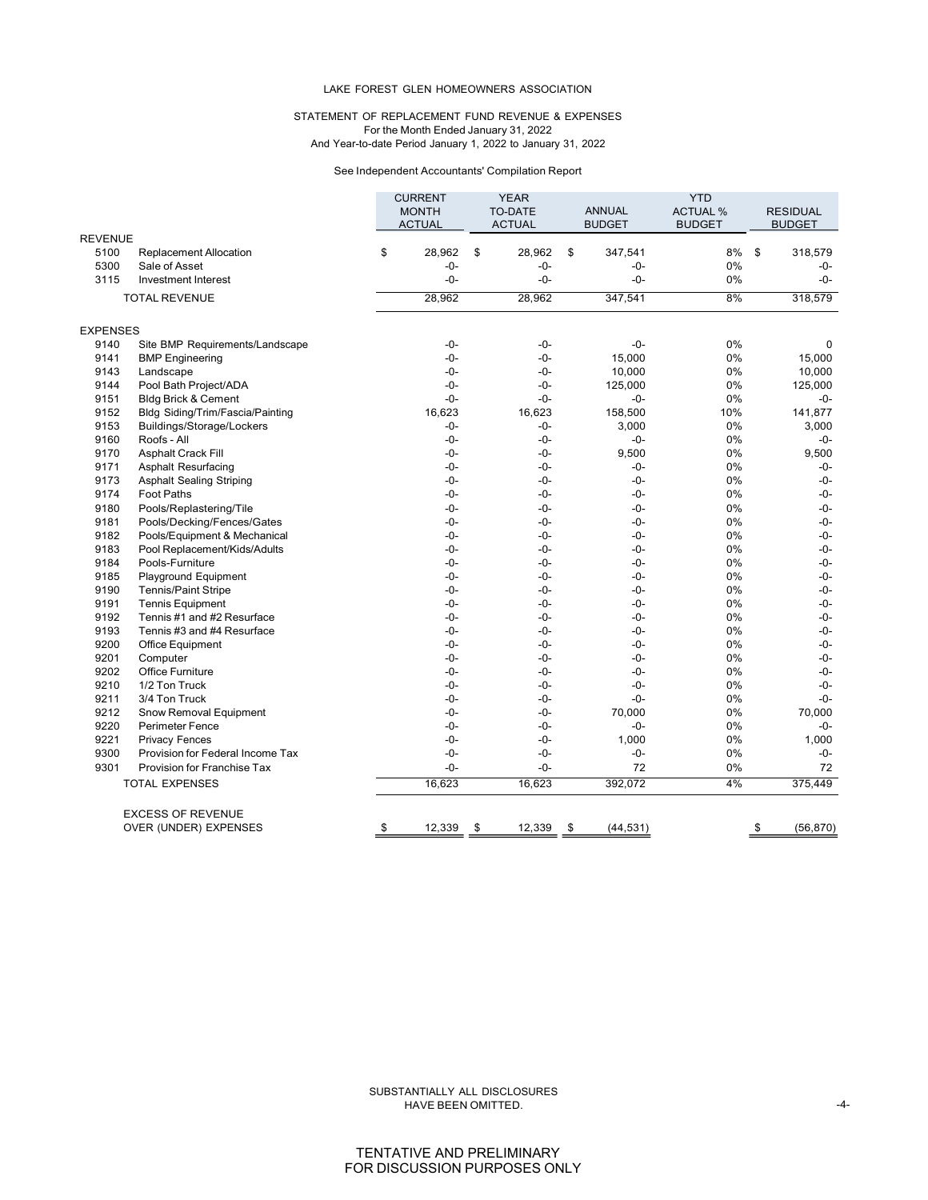LAKE FOREST GLEN HOMEOWNERS ASSOCIATION

STATEMENT OF REPLACEMENT FUND REVENUE & EXPENSES
For the Month Ended January 31, 2022
And Year-to-date Period January 1, 2022 to January 31, 2022

See Independent Accountants' Compilation Report

| | | CURRENT MONTH ACTUAL | YEAR TO-DATE ACTUAL | ANNUAL BUDGET | YTD ACTUAL % BUDGET | RESIDUAL BUDGET |
|---|---|---|---|---|---|---|
| REVENUE | | | | | | |
| 5100 | Replacement Allocation | $ 28,962 | $ 28,962 | $ 347,541 | 8% | $ 318,579 |
| 5300 | Sale of Asset | -0- | -0- | -0- | 0% | -0- |
| 3115 | Investment Interest | -0- | -0- | -0- | 0% | -0- |
| | TOTAL REVENUE | 28,962 | 28,962 | 347,541 | 8% | 318,579 |
| EXPENSES | | | | | | |
| 9140 | Site BMP Requirements/Landscape | -0- | -0- | -0- | 0% | 0 |
| 9141 | BMP Engineering | -0- | -0- | 15,000 | 0% | 15,000 |
| 9143 | Landscape | -0- | -0- | 10,000 | 0% | 10,000 |
| 9144 | Pool Bath Project/ADA | -0- | -0- | 125,000 | 0% | 125,000 |
| 9151 | Bldg Brick & Cement | -0- | -0- | -0- | 0% | -0- |
| 9152 | Bldg Siding/Trim/Fascia/Painting | 16,623 | 16,623 | 158,500 | 10% | 141,877 |
| 9153 | Buildings/Storage/Lockers | -0- | -0- | 3,000 | 0% | 3,000 |
| 9160 | Roofs - All | -0- | -0- | -0- | 0% | -0- |
| 9170 | Asphalt Crack Fill | -0- | -0- | 9,500 | 0% | 9,500 |
| 9171 | Asphalt Resurfacing | -0- | -0- | -0- | 0% | -0- |
| 9173 | Asphalt Sealing Striping | -0- | -0- | -0- | 0% | -0- |
| 9174 | Foot Paths | -0- | -0- | -0- | 0% | -0- |
| 9180 | Pools/Replastering/Tile | -0- | -0- | -0- | 0% | -0- |
| 9181 | Pools/Decking/Fences/Gates | -0- | -0- | -0- | 0% | -0- |
| 9182 | Pools/Equipment & Mechanical | -0- | -0- | -0- | 0% | -0- |
| 9183 | Pool Replacement/Kids/Adults | -0- | -0- | -0- | 0% | -0- |
| 9184 | Pools-Furniture | -0- | -0- | -0- | 0% | -0- |
| 9185 | Playground Equipment | -0- | -0- | -0- | 0% | -0- |
| 9190 | Tennis/Paint Stripe | -0- | -0- | -0- | 0% | -0- |
| 9191 | Tennis Equipment | -0- | -0- | -0- | 0% | -0- |
| 9192 | Tennis #1 and #2 Resurface | -0- | -0- | -0- | 0% | -0- |
| 9193 | Tennis #3 and #4 Resurface | -0- | -0- | -0- | 0% | -0- |
| 9200 | Office Equipment | -0- | -0- | -0- | 0% | -0- |
| 9201 | Computer | -0- | -0- | -0- | 0% | -0- |
| 9202 | Office Furniture | -0- | -0- | -0- | 0% | -0- |
| 9210 | 1/2 Ton Truck | -0- | -0- | -0- | 0% | -0- |
| 9211 | 3/4 Ton Truck | -0- | -0- | -0- | 0% | -0- |
| 9212 | Snow Removal Equipment | -0- | -0- | 70,000 | 0% | 70,000 |
| 9220 | Perimeter Fence | -0- | -0- | -0- | 0% | -0- |
| 9221 | Privacy Fences | -0- | -0- | 1,000 | 0% | 1,000 |
| 9300 | Provision for Federal Income Tax | -0- | -0- | -0- | 0% | -0- |
| 9301 | Provision for Franchise Tax | -0- | -0- | 72 | 0% | 72 |
| | TOTAL EXPENSES | 16,623 | 16,623 | 392,072 | 4% | 375,449 |
| | EXCESS OF REVENUE OVER (UNDER) EXPENSES | $ 12,339 | $ 12,339 | $ (44,531) | | $ (56,870) |

SUBSTANTIALLY ALL DISCLOSURES HAVE BEEN OMITTED.

TENTATIVE AND PRELIMINARY
FOR DISCUSSION PURPOSES ONLY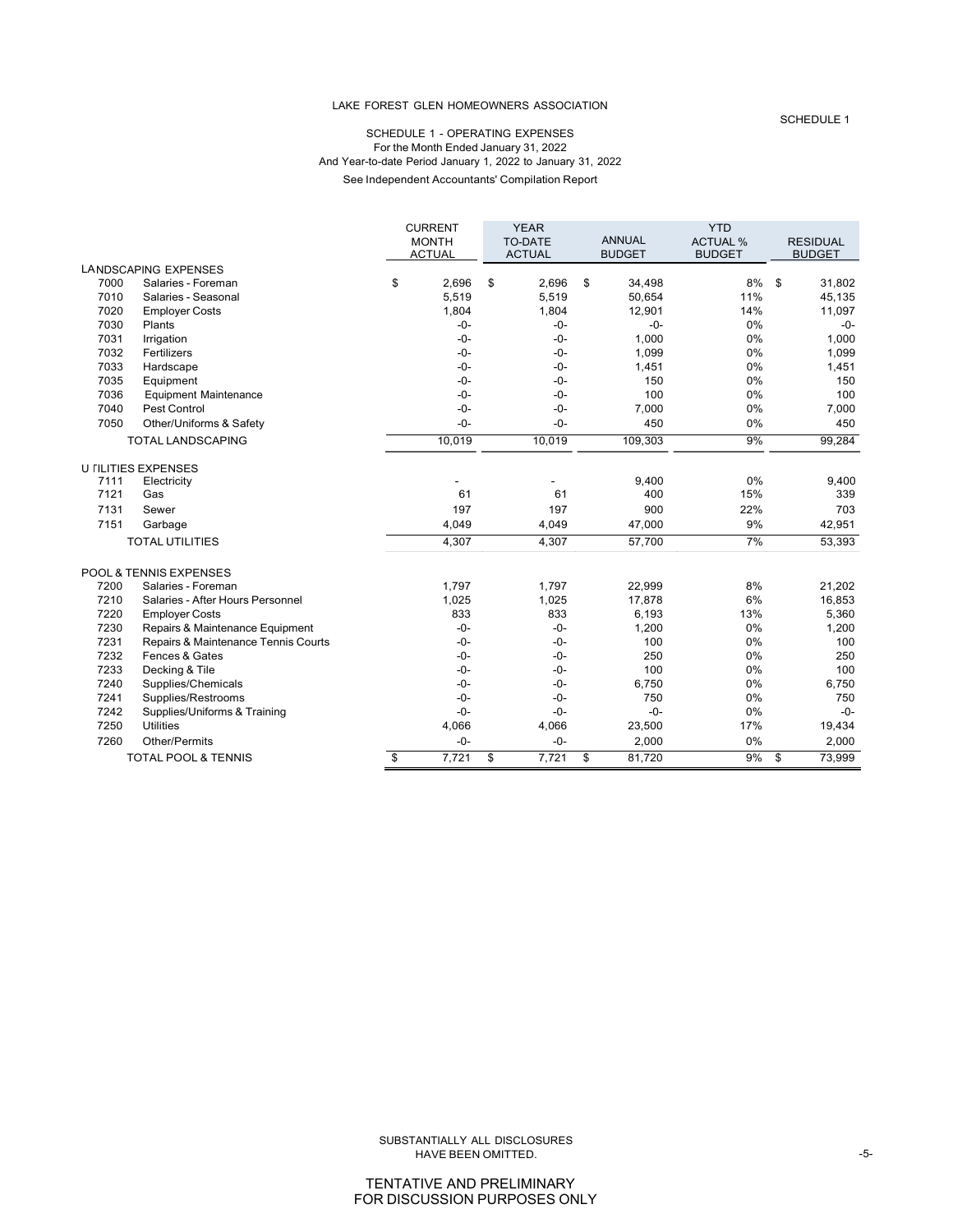LAKE FOREST GLEN HOMEOWNERS ASSOCIATION

SCHEDULE 1

SCHEDULE 1 - OPERATING EXPENSES
For the Month Ended January 31, 2022
And Year-to-date Period January 1, 2022 to January 31, 2022
See Independent Accountants' Compilation Report

| | | CURRENT MONTH ACTUAL | YEAR TO-DATE ACTUAL | ANNUAL BUDGET | YTD ACTUAL % BUDGET | RESIDUAL BUDGET |
|---|---|---|---|---|---|---|
| **LANDSCAPING EXPENSES** | | | | | | |
| 7000 | Salaries - Foreman | $ 2,696 | $ 2,696 | $ 34,498 | 8% | $ 31,802 |
| 7010 | Salaries - Seasonal | 5,519 | 5,519 | 50,654 | 11% | 45,135 |
| 7020 | Employer Costs | 1,804 | 1,804 | 12,901 | 14% | 11,097 |
| 7030 | Plants | -0- | -0- | -0- | 0% | -0- |
| 7031 | Irrigation | -0- | -0- | 1,000 | 0% | 1,000 |
| 7032 | Fertilizers | -0- | -0- | 1,099 | 0% | 1,099 |
| 7033 | Hardscape | -0- | -0- | 1,451 | 0% | 1,451 |
| 7035 | Equipment | -0- | -0- | 150 | 0% | 150 |
| 7036 | Equipment Maintenance | -0- | -0- | 100 | 0% | 100 |
| 7040 | Pest Control | -0- | -0- | 7,000 | 0% | 7,000 |
| 7050 | Other/Uniforms & Safety | -0- | -0- | 450 | 0% | 450 |
| | TOTAL LANDSCAPING | 10,019 | 10,019 | 109,303 | 9% | 99,284 |
| **UTILITIES EXPENSES** | | | | | | |
| 7111 | Electricity | - | - | 9,400 | 0% | 9,400 |
| 7121 | Gas | 61 | 61 | 400 | 15% | 339 |
| 7131 | Sewer | 197 | 197 | 900 | 22% | 703 |
| 7151 | Garbage | 4,049 | 4,049 | 47,000 | 9% | 42,951 |
| | TOTAL UTILITIES | 4,307 | 4,307 | 57,700 | 7% | 53,393 |
| **POOL & TENNIS EXPENSES** | | | | | | |
| 7200 | Salaries - Foreman | 1,797 | 1,797 | 22,999 | 8% | 21,202 |
| 7210 | Salaries - After Hours Personnel | 1,025 | 1,025 | 17,878 | 6% | 16,853 |
| 7220 | Employer Costs | 833 | 833 | 6,193 | 13% | 5,360 |
| 7230 | Repairs & Maintenance Equipment | -0- | -0- | 1,200 | 0% | 1,200 |
| 7231 | Repairs & Maintenance Tennis Courts | -0- | -0- | 100 | 0% | 100 |
| 7232 | Fences & Gates | -0- | -0- | 250 | 0% | 250 |
| 7233 | Decking & Tile | -0- | -0- | 100 | 0% | 100 |
| 7240 | Supplies/Chemicals | -0- | -0- | 6,750 | 0% | 6,750 |
| 7241 | Supplies/Restrooms | -0- | -0- | 750 | 0% | 750 |
| 7242 | Supplies/Uniforms & Training | -0- | -0- | -0- | 0% | -0- |
| 7250 | Utilities | 4,066 | 4,066 | 23,500 | 17% | 19,434 |
| 7260 | Other/Permits | -0- | -0- | 2,000 | 0% | 2,000 |
| | TOTAL POOL & TENNIS | $ 7,721 | $ 7,721 | $ 81,720 | 9% | $ 73,999 |

SUBSTANTIALLY ALL DISCLOSURES HAVE BEEN OMITTED.

TENTATIVE AND PRELIMINARY FOR DISCUSSION PURPOSES ONLY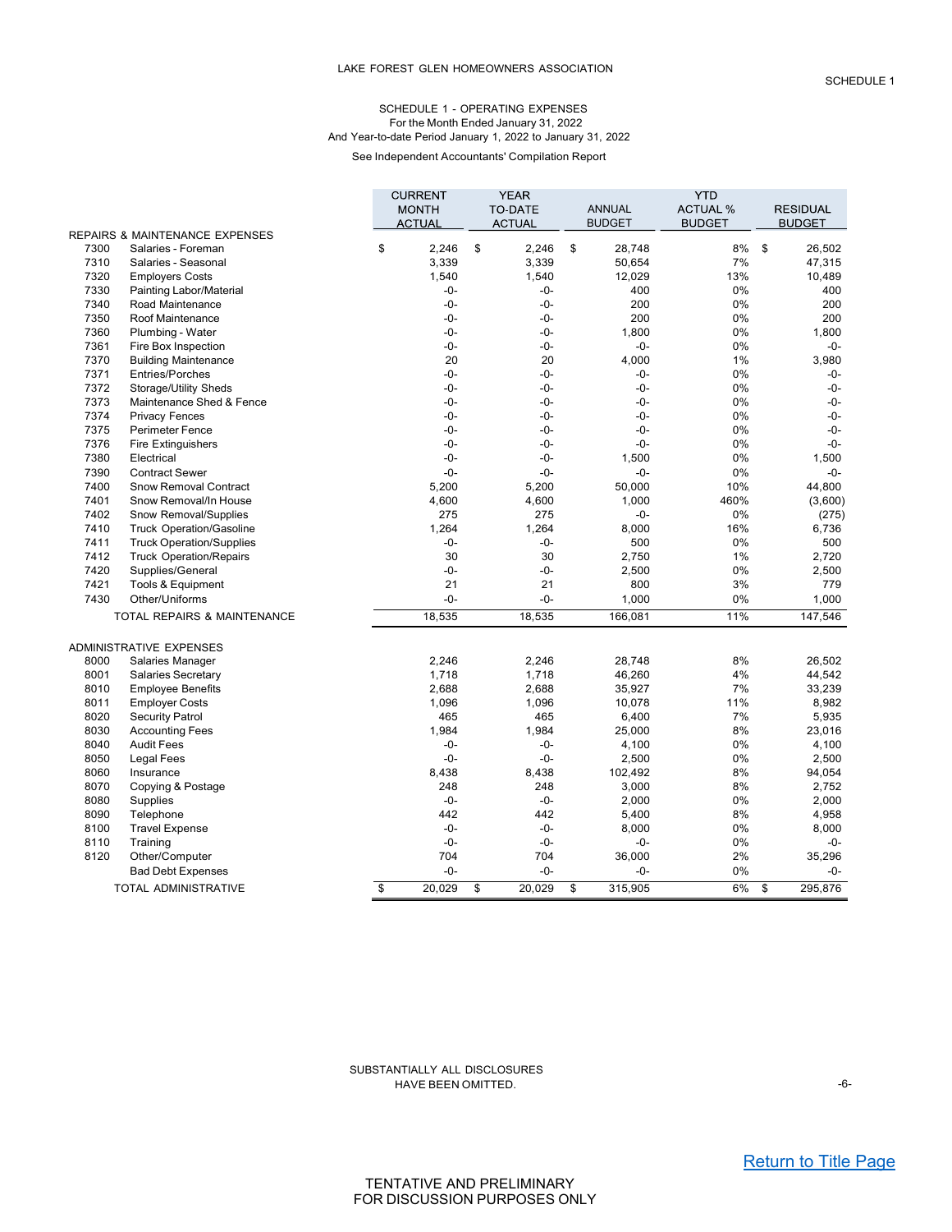LAKE FOREST GLEN HOMEOWNERS ASSOCIATION

SCHEDULE 1

SCHEDULE 1 - OPERATING EXPENSES
For the Month Ended January 31, 2022
And Year-to-date Period January 1, 2022 to January 31, 2022

See Independent Accountants' Compilation Report

| | | CURRENT MONTH ACTUAL | YEAR TO-DATE ACTUAL | ANNUAL BUDGET | YTD ACTUAL % BUDGET | RESIDUAL BUDGET |
|---|---|---|---|---|---|---|
| REPAIRS & MAINTENANCE EXPENSES | | | | | | |
| 7300 | Salaries - Foreman | $ 2,246 | $ 2,246 | $ 28,748 | 8% | $ 26,502 |
| 7310 | Salaries - Seasonal | 3,339 | 3,339 | 50,654 | 7% | 47,315 |
| 7320 | Employers Costs | 1,540 | 1,540 | 12,029 | 13% | 10,489 |
| 7330 | Painting Labor/Material | -0- | -0- | 400 | 0% | 400 |
| 7340 | Road Maintenance | -0- | -0- | 200 | 0% | 200 |
| 7350 | Roof Maintenance | -0- | -0- | 200 | 0% | 200 |
| 7360 | Plumbing - Water | -0- | -0- | 1,800 | 0% | 1,800 |
| 7361 | Fire Box Inspection | -0- | -0- | -0- | 0% | -0- |
| 7370 | Building Maintenance | 20 | 20 | 4,000 | 1% | 3,980 |
| 7371 | Entries/Porches | -0- | -0- | -0- | 0% | -0- |
| 7372 | Storage/Utility Sheds | -0- | -0- | -0- | 0% | -0- |
| 7373 | Maintenance Shed & Fence | -0- | -0- | -0- | 0% | -0- |
| 7374 | Privacy Fences | -0- | -0- | -0- | 0% | -0- |
| 7375 | Perimeter Fence | -0- | -0- | -0- | 0% | -0- |
| 7376 | Fire Extinguishers | -0- | -0- | -0- | 0% | -0- |
| 7380 | Electrical | -0- | -0- | 1,500 | 0% | 1,500 |
| 7390 | Contract Sewer | -0- | -0- | -0- | 0% | -0- |
| 7400 | Snow Removal Contract | 5,200 | 5,200 | 50,000 | 10% | 44,800 |
| 7401 | Snow Removal/In House | 4,600 | 4,600 | 1,000 | 460% | (3,600) |
| 7402 | Snow Removal/Supplies | 275 | 275 | -0- | 0% | (275) |
| 7410 | Truck Operation/Gasoline | 1,264 | 1,264 | 8,000 | 16% | 6,736 |
| 7411 | Truck Operation/Supplies | -0- | -0- | 500 | 0% | 500 |
| 7412 | Truck Operation/Repairs | 30 | 30 | 2,750 | 1% | 2,720 |
| 7420 | Supplies/General | -0- | -0- | 2,500 | 0% | 2,500 |
| 7421 | Tools & Equipment | 21 | 21 | 800 | 3% | 779 |
| 7430 | Other/Uniforms | -0- | -0- | 1,000 | 0% | 1,000 |
| | TOTAL REPAIRS & MAINTENANCE | 18,535 | 18,535 | 166,081 | 11% | 147,546 |
| ADMINISTRATIVE EXPENSES | | | | | | |
| 8000 | Salaries Manager | 2,246 | 2,246 | 28,748 | 8% | 26,502 |
| 8001 | Salaries Secretary | 1,718 | 1,718 | 46,260 | 4% | 44,542 |
| 8010 | Employee Benefits | 2,688 | 2,688 | 35,927 | 7% | 33,239 |
| 8011 | Employer Costs | 1,096 | 1,096 | 10,078 | 11% | 8,982 |
| 8020 | Security Patrol | 465 | 465 | 6,400 | 7% | 5,935 |
| 8030 | Accounting Fees | 1,984 | 1,984 | 25,000 | 8% | 23,016 |
| 8040 | Audit Fees | -0- | -0- | 4,100 | 0% | 4,100 |
| 8050 | Legal Fees | -0- | -0- | 2,500 | 0% | 2,500 |
| 8060 | Insurance | 8,438 | 8,438 | 102,492 | 8% | 94,054 |
| 8070 | Copying & Postage | 248 | 248 | 3,000 | 8% | 2,752 |
| 8080 | Supplies | -0- | -0- | 2,000 | 0% | 2,000 |
| 8090 | Telephone | 442 | 442 | 5,400 | 8% | 4,958 |
| 8100 | Travel Expense | -0- | -0- | 8,000 | 0% | 8,000 |
| 8110 | Training | -0- | -0- | -0- | 0% | -0- |
| 8120 | Other/Computer | 704 | 704 | 36,000 | 2% | 35,296 |
| | Bad Debt Expenses | -0- | -0- | -0- | 0% | -0- |
| | TOTAL ADMINISTRATIVE | $ 20,029 | $ 20,029 | $ 315,905 | 6% | $ 295,876 |

SUBSTANTIALLY ALL DISCLOSURES HAVE BEEN OMITTED.

Return to Title Page

TENTATIVE AND PRELIMINARY
FOR DISCUSSION PURPOSES ONLY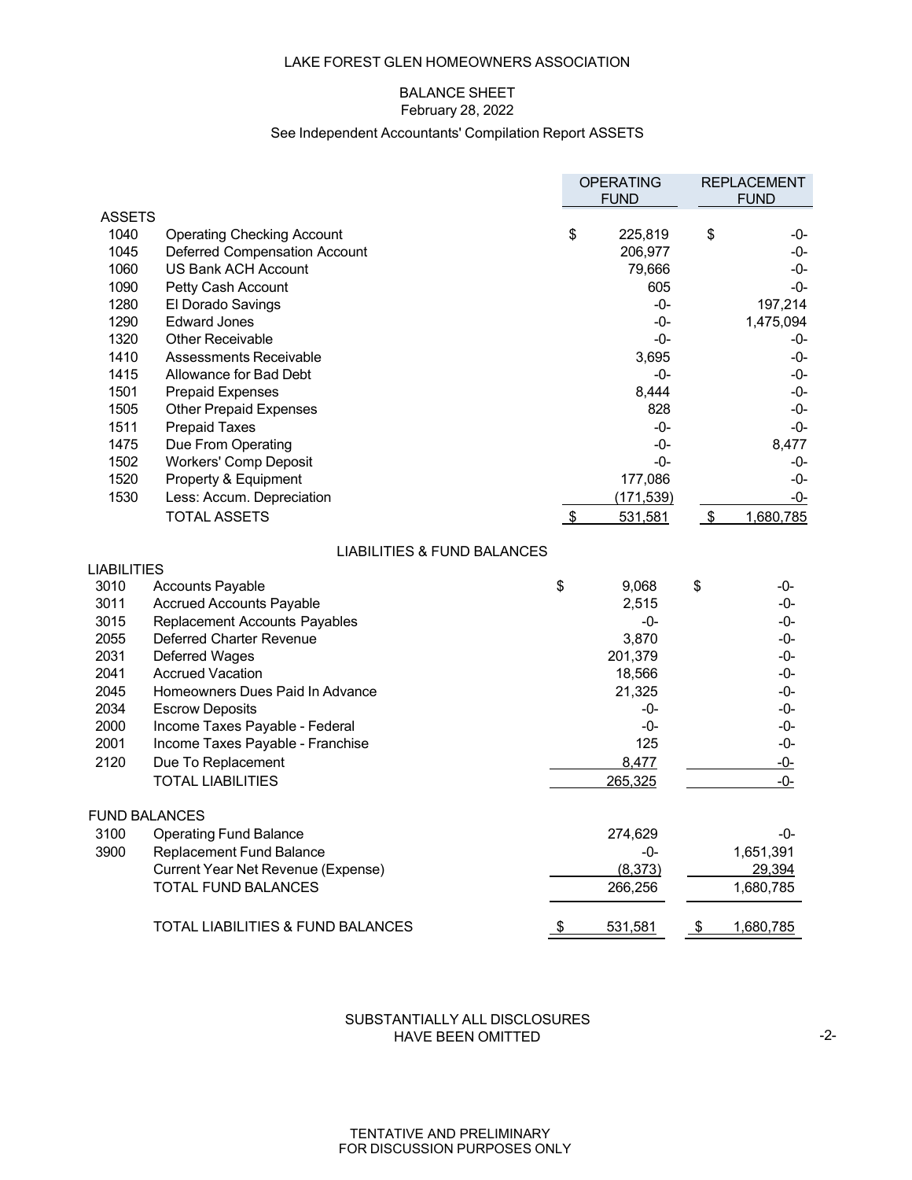LAKE FOREST GLEN HOMEOWNERS ASSOCIATION

BALANCE SHEET
February 28, 2022

See Independent Accountants' Compilation Report ASSETS

| | | OPERATING FUND | REPLACEMENT FUND |
|---|---|---|---|
| **ASSETS** | | | |
| 1040 | Operating Checking Account | $ 225,819 | $ -0- |
| 1045 | Deferred Compensation Account | 206,977 | -0- |
| 1060 | US Bank ACH Account | 79,666 | -0- |
| 1090 | Petty Cash Account | 605 | -0- |
| 1280 | El Dorado Savings | -0- | 197,214 |
| 1290 | Edward Jones | -0- | 1,475,094 |
| 1320 | Other Receivable | -0- | -0- |
| 1410 | Assessments Receivable | 3,695 | -0- |
| 1415 | Allowance for Bad Debt | -0- | -0- |
| 1501 | Prepaid Expenses | 8,444 | -0- |
| 1505 | Other Prepaid Expenses | 828 | -0- |
| 1511 | Prepaid Taxes | -0- | -0- |
| 1475 | Due From Operating | -0- | 8,477 |
| 1502 | Workers' Comp Deposit | -0- | -0- |
| 1520 | Property & Equipment | 177,086 | -0- |
| 1530 | Less: Accum. Depreciation | (171,539) | -0- |
| | TOTAL ASSETS | $ 531,581 | $ 1,680,785 |

LIABILITIES & FUND BALANCES

| | | OPERATING FUND | REPLACEMENT FUND |
|---|---|---|---|
| **LIABILITIES** | | | |
| 3010 | Accounts Payable | $ 9,068 | $ -0- |
| 3011 | Accrued Accounts Payable | 2,515 | -0- |
| 3015 | Replacement Accounts Payables | -0- | -0- |
| 2055 | Deferred Charter Revenue | 3,870 | -0- |
| 2031 | Deferred Wages | 201,379 | -0- |
| 2041 | Accrued Vacation | 18,566 | -0- |
| 2045 | Homeowners Dues Paid In Advance | 21,325 | -0- |
| 2034 | Escrow Deposits | -0- | -0- |
| 2000 | Income Taxes Payable - Federal | -0- | -0- |
| 2001 | Income Taxes Payable - Franchise | 125 | -0- |
| 2120 | Due To Replacement | 8,477 | -0- |
| | TOTAL LIABILITIES | 265,325 | -0- |
| **FUND BALANCES** | | | |
| 3100 | Operating Fund Balance | 274,629 | -0- |
| 3900 | Replacement Fund Balance | -0- | 1,651,391 |
| | Current Year Net Revenue (Expense) | (8,373) | 29,394 |
| | TOTAL FUND BALANCES | 266,256 | 1,680,785 |
| | TOTAL LIABILITIES & FUND BALANCES | $ 531,581 | $ 1,680,785 |

SUBSTANTIALLY ALL DISCLOSURES
HAVE BEEN OMITTED

TENTATIVE AND PRELIMINARY
FOR DISCUSSION PURPOSES ONLY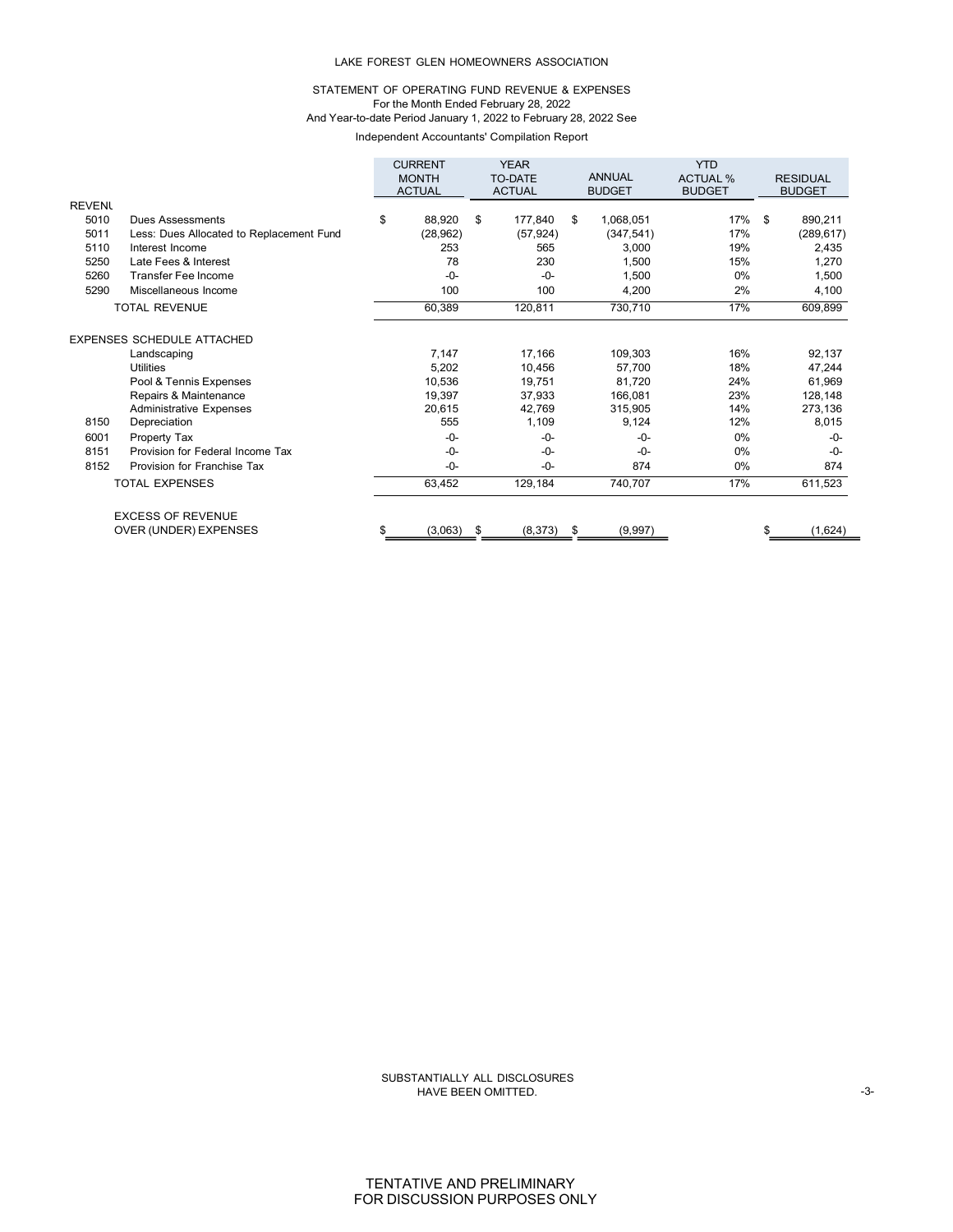LAKE FOREST GLEN HOMEOWNERS ASSOCIATION

STATEMENT OF OPERATING FUND REVENUE & EXPENSES
For the Month Ended February 28, 2022
And Year-to-date Period January 1, 2022 to February 28, 2022 See

Independent Accountants' Compilation Report

| | | CURRENT MONTH ACTUAL | YEAR TO-DATE ACTUAL | ANNUAL BUDGET | YTD ACTUAL % BUDGET | RESIDUAL BUDGET |
|---|---|---|---|---|---|---|
| REVENUE | | | | | | |
| 5010 | Dues Assessments | $ 88,920 | $ 177,840 | $ 1,068,051 | 17% | $ 890,211 |
| 5011 | Less: Dues Allocated to Replacement Fund | (28,962) | (57,924) | (347,541) | 17% | (289,617) |
| 5110 | Interest Income | 253 | 565 | 3,000 | 19% | 2,435 |
| 5250 | Late Fees & Interest | 78 | 230 | 1,500 | 15% | 1,270 |
| 5260 | Transfer Fee Income | -0- | -0- | 1,500 | 0% | 1,500 |
| 5290 | Miscellaneous Income | 100 | 100 | 4,200 | 2% | 4,100 |
| | TOTAL REVENUE | 60,389 | 120,811 | 730,710 | 17% | 609,899 |
| EXPENSES SCHEDULE ATTACHED | | | | | | |
| | Landscaping | 7,147 | 17,166 | 109,303 | 16% | 92,137 |
| | Utilities | 5,202 | 10,456 | 57,700 | 18% | 47,244 |
| | Pool & Tennis Expenses | 10,536 | 19,751 | 81,720 | 24% | 61,969 |
| | Repairs & Maintenance | 19,397 | 37,933 | 166,081 | 23% | 128,148 |
| | Administrative Expenses | 20,615 | 42,769 | 315,905 | 14% | 273,136 |
| 8150 | Depreciation | 555 | 1,109 | 9,124 | 12% | 8,015 |
| 6001 | Property Tax | -0- | -0- | -0- | 0% | -0- |
| 8151 | Provision for Federal Income Tax | -0- | -0- | -0- | 0% | -0- |
| 8152 | Provision for Franchise Tax | -0- | -0- | 874 | 0% | 874 |
| | TOTAL EXPENSES | 63,452 | 129,184 | 740,707 | 17% | 611,523 |
| | EXCESS OF REVENUE OVER (UNDER) EXPENSES | $ (3,063) | $ (8,373) | $ (9,997) | | $ (1,624) |

SUBSTANTIALLY ALL DISCLOSURES HAVE BEEN OMITTED.

TENTATIVE AND PRELIMINARY
FOR DISCUSSION PURPOSES ONLY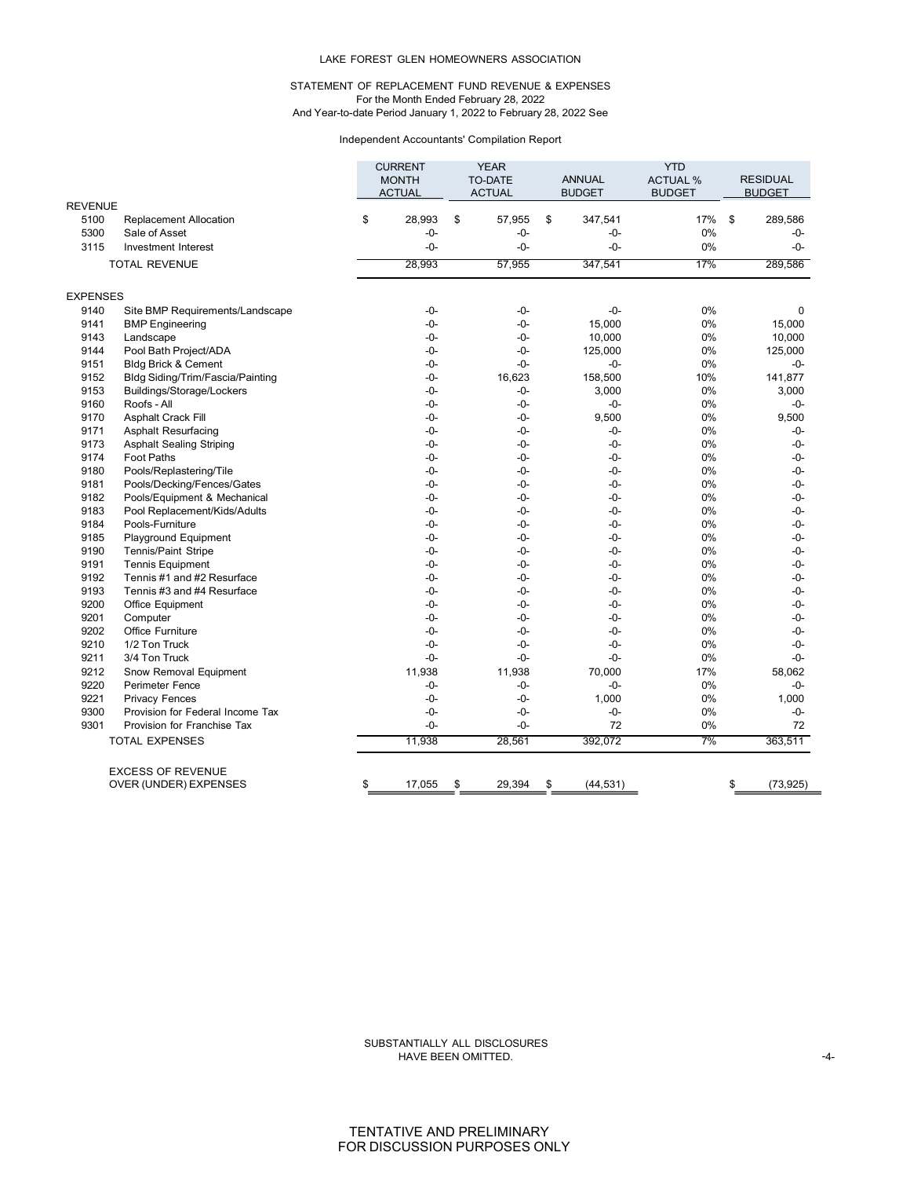LAKE FOREST GLEN HOMEOWNERS ASSOCIATION

STATEMENT OF REPLACEMENT FUND REVENUE & EXPENSES
For the Month Ended February 28, 2022
And Year-to-date Period January 1, 2022 to February 28, 2022 See

Independent Accountants' Compilation Report

| | | CURRENT MONTH ACTUAL | YEAR TO-DATE ACTUAL | ANNUAL BUDGET | YTD ACTUAL % BUDGET | RESIDUAL BUDGET |
|---|---|---|---|---|---|---|
| **REVENUE** | | | | | | |
| 5100 | Replacement Allocation | $ 28,993 | $ 57,955 | $ 347,541 | 17% | $ 289,586 |
| 5300 | Sale of Asset | -0- | -0- | -0- | 0% | -0- |
| 3115 | Investment Interest | -0- | -0- | -0- | 0% | -0- |
| | TOTAL REVENUE | 28,993 | 57,955 | 347,541 | 17% | 289,586 |
| **EXPENSES** | | | | | | |
| 9140 | Site BMP Requirements/Landscape | -0- | -0- | -0- | 0% | 0 |
| 9141 | BMP Engineering | -0- | -0- | 15,000 | 0% | 15,000 |
| 9143 | Landscape | -0- | -0- | 10,000 | 0% | 10,000 |
| 9144 | Pool Bath Project/ADA | -0- | -0- | 125,000 | 0% | 125,000 |
| 9151 | Bldg Brick & Cement | -0- | -0- | -0- | 0% | -0- |
| 9152 | Bldg Siding/Trim/Fascia/Painting | -0- | 16,623 | 158,500 | 10% | 141,877 |
| 9153 | Buildings/Storage/Lockers | -0- | -0- | 3,000 | 0% | 3,000 |
| 9160 | Roofs - All | -0- | -0- | -0- | 0% | -0- |
| 9170 | Asphalt Crack Fill | -0- | -0- | 9,500 | 0% | 9,500 |
| 9171 | Asphalt Resurfacing | -0- | -0- | -0- | 0% | -0- |
| 9173 | Asphalt Sealing Striping | -0- | -0- | -0- | 0% | -0- |
| 9174 | Foot Paths | -0- | -0- | -0- | 0% | -0- |
| 9180 | Pools/Replastering/Tile | -0- | -0- | -0- | 0% | -0- |
| 9181 | Pools/Decking/Fences/Gates | -0- | -0- | -0- | 0% | -0- |
| 9182 | Pools/Equipment & Mechanical | -0- | -0- | -0- | 0% | -0- |
| 9183 | Pool Replacement/Kids/Adults | -0- | -0- | -0- | 0% | -0- |
| 9184 | Pools-Furniture | -0- | -0- | -0- | 0% | -0- |
| 9185 | Playground Equipment | -0- | -0- | -0- | 0% | -0- |
| 9190 | Tennis/Paint Stripe | -0- | -0- | -0- | 0% | -0- |
| 9191 | Tennis Equipment | -0- | -0- | -0- | 0% | -0- |
| 9192 | Tennis #1 and #2 Resurface | -0- | -0- | -0- | 0% | -0- |
| 9193 | Tennis #3 and #4 Resurface | -0- | -0- | -0- | 0% | -0- |
| 9200 | Office Equipment | -0- | -0- | -0- | 0% | -0- |
| 9201 | Computer | -0- | -0- | -0- | 0% | -0- |
| 9202 | Office Furniture | -0- | -0- | -0- | 0% | -0- |
| 9210 | 1/2 Ton Truck | -0- | -0- | -0- | 0% | -0- |
| 9211 | 3/4 Ton Truck | -0- | -0- | -0- | 0% | -0- |
| 9212 | Snow Removal Equipment | 11,938 | 11,938 | 70,000 | 17% | 58,062 |
| 9220 | Perimeter Fence | -0- | -0- | -0- | 0% | -0- |
| 9221 | Privacy Fences | -0- | -0- | 1,000 | 0% | 1,000 |
| 9300 | Provision for Federal Income Tax | -0- | -0- | -0- | 0% | -0- |
| 9301 | Provision for Franchise Tax | -0- | -0- | 72 | 0% | 72 |
| | TOTAL EXPENSES | 11,938 | 28,561 | 392,072 | 7% | 363,511 |
| | EXCESS OF REVENUE OVER (UNDER) EXPENSES | $ 17,055 | $ 29,394 | $ (44,531) | | $ (73,925) |

SUBSTANTIALLY ALL DISCLOSURES HAVE BEEN OMITTED.

TENTATIVE AND PRELIMINARY
FOR DISCUSSION PURPOSES ONLY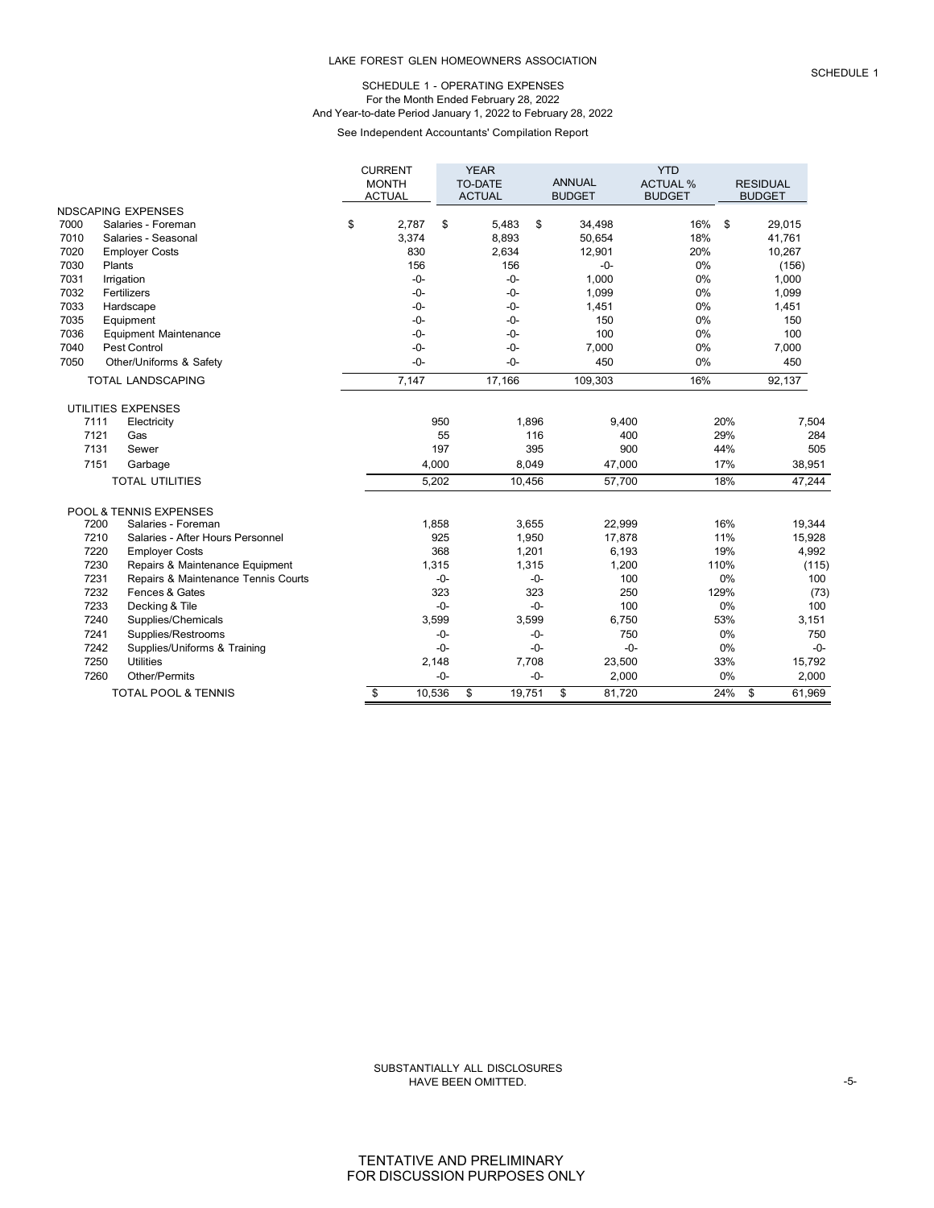LAKE FOREST GLEN HOMEOWNERS ASSOCIATION

SCHEDULE 1

SCHEDULE 1 - OPERATING EXPENSES
For the Month Ended February 28, 2022
And Year-to-date Period January 1, 2022 to February 28, 2022

See Independent Accountants' Compilation Report

| | | CURRENT MONTH ACTUAL | YEAR TO-DATE ACTUAL | ANNUAL BUDGET | YTD ACTUAL % BUDGET | RESIDUAL BUDGET |
|---|---|---|---|---|---|---|
| NDSCAPING EXPENSES | | | | | | |
| 7000 | Salaries - Foreman | $ 2,787 | $ 5,483 | $ 34,498 | 16% | $ 29,015 |
| 7010 | Salaries - Seasonal | 3,374 | 8,893 | 50,654 | 18% | 41,761 |
| 7020 | Employer Costs | 830 | 2,634 | 12,901 | 20% | 10,267 |
| 7030 | Plants | 156 | 156 | -0- | 0% | (156) |
| 7031 | Irrigation | -0- | -0- | 1,000 | 0% | 1,000 |
| 7032 | Fertilizers | -0- | -0- | 1,099 | 0% | 1,099 |
| 7033 | Hardscape | -0- | -0- | 1,451 | 0% | 1,451 |
| 7035 | Equipment | -0- | -0- | 150 | 0% | 150 |
| 7036 | Equipment Maintenance | -0- | -0- | 100 | 0% | 100 |
| 7040 | Pest Control | -0- | -0- | 7,000 | 0% | 7,000 |
| 7050 | Other/Uniforms & Safety | -0- | -0- | 450 | 0% | 450 |
| | TOTAL LANDSCAPING | 7,147 | 17,166 | 109,303 | 16% | 92,137 |
| UTILITIES EXPENSES | | | | | | |
| 7111 | Electricity | 950 | 1,896 | 9,400 | 20% | 7,504 |
| 7121 | Gas | 55 | 116 | 400 | 29% | 284 |
| 7131 | Sewer | 197 | 395 | 900 | 44% | 505 |
| 7151 | Garbage | 4,000 | 8,049 | 47,000 | 17% | 38,951 |
| | TOTAL UTILITIES | 5,202 | 10,456 | 57,700 | 18% | 47,244 |
| POOL & TENNIS EXPENSES | | | | | | |
| 7200 | Salaries - Foreman | 1,858 | 3,655 | 22,999 | 16% | 19,344 |
| 7210 | Salaries - After Hours Personnel | 925 | 1,950 | 17,878 | 11% | 15,928 |
| 7220 | Employer Costs | 368 | 1,201 | 6,193 | 19% | 4,992 |
| 7230 | Repairs & Maintenance Equipment | 1,315 | 1,315 | 1,200 | 110% | (115) |
| 7231 | Repairs & Maintenance Tennis Courts | -0- | -0- | 100 | 0% | 100 |
| 7232 | Fences & Gates | 323 | 323 | 250 | 129% | (73) |
| 7233 | Decking & Tile | -0- | -0- | 100 | 0% | 100 |
| 7240 | Supplies/Chemicals | 3,599 | 3,599 | 6,750 | 53% | 3,151 |
| 7241 | Supplies/Restrooms | -0- | -0- | 750 | 0% | 750 |
| 7242 | Supplies/Uniforms & Training | -0- | -0- | -0- | 0% | -0- |
| 7250 | Utilities | 2,148 | 7,708 | 23,500 | 33% | 15,792 |
| 7260 | Other/Permits | -0- | -0- | 2,000 | 0% | 2,000 |
| | TOTAL POOL & TENNIS | $ 10,536 | $ 19,751 | $ 81,720 | 24% | $ 61,969 |

SUBSTANTIALLY ALL DISCLOSURES HAVE BEEN OMITTED.

TENTATIVE AND PRELIMINARY FOR DISCUSSION PURPOSES ONLY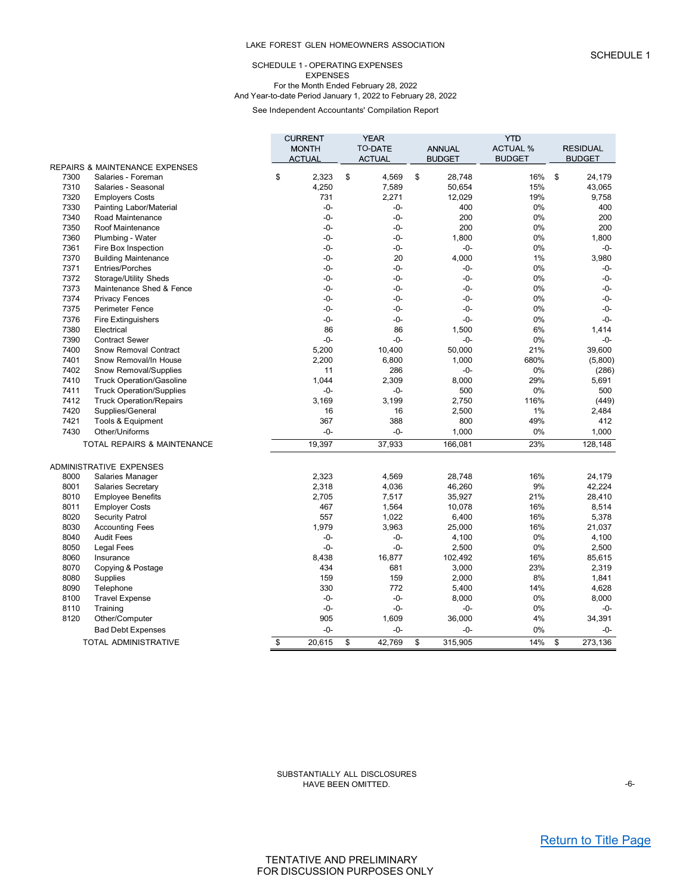LAKE FOREST GLEN HOMEOWNERS ASSOCIATION

SCHEDULE 1

SCHEDULE 1 - OPERATING EXPENSES
EXPENSES
For the Month Ended February 28, 2022
And Year-to-date Period January 1, 2022 to February 28, 2022

See Independent Accountants' Compilation Report

| | | CURRENT MONTH ACTUAL | YEAR TO-DATE ACTUAL | ANNUAL BUDGET | YTD ACTUAL % BUDGET | RESIDUAL BUDGET |
|---|---|---|---|---|---|---|
| REPAIRS & MAINTENANCE EXPENSES | | | | | | |
| 7300 | Salaries - Foreman | $ 2,323 | $ 4,569 | $ 28,748 | 16% | $ 24,179 |
| 7310 | Salaries - Seasonal | 4,250 | 7,589 | 50,654 | 15% | 43,065 |
| 7320 | Employers Costs | 731 | 2,271 | 12,029 | 19% | 9,758 |
| 7330 | Painting Labor/Material | -0- | -0- | 400 | 0% | 400 |
| 7340 | Road Maintenance | -0- | -0- | 200 | 0% | 200 |
| 7350 | Roof Maintenance | -0- | -0- | 200 | 0% | 200 |
| 7360 | Plumbing - Water | -0- | -0- | 1,800 | 0% | 1,800 |
| 7361 | Fire Box Inspection | -0- | -0- | -0- | 0% | -0- |
| 7370 | Building Maintenance | -0- | 20 | 4,000 | 1% | 3,980 |
| 7371 | Entries/Porches | -0- | -0- | -0- | 0% | -0- |
| 7372 | Storage/Utility Sheds | -0- | -0- | -0- | 0% | -0- |
| 7373 | Maintenance Shed & Fence | -0- | -0- | -0- | 0% | -0- |
| 7374 | Privacy Fences | -0- | -0- | -0- | 0% | -0- |
| 7375 | Perimeter Fence | -0- | -0- | -0- | 0% | -0- |
| 7376 | Fire Extinguishers | -0- | -0- | -0- | 0% | -0- |
| 7380 | Electrical | 86 | 86 | 1,500 | 6% | 1,414 |
| 7390 | Contract Sewer | -0- | -0- | -0- | 0% | -0- |
| 7400 | Snow Removal Contract | 5,200 | 10,400 | 50,000 | 21% | 39,600 |
| 7401 | Snow Removal/In House | 2,200 | 6,800 | 1,000 | 680% | (5,800) |
| 7402 | Snow Removal/Supplies | 11 | 286 | -0- | 0% | (286) |
| 7410 | Truck Operation/Gasoline | 1,044 | 2,309 | 8,000 | 29% | 5,691 |
| 7411 | Truck Operation/Supplies | -0- | -0- | 500 | 0% | 500 |
| 7412 | Truck Operation/Repairs | 3,169 | 3,199 | 2,750 | 116% | (449) |
| 7420 | Supplies/General | 16 | 16 | 2,500 | 1% | 2,484 |
| 7421 | Tools & Equipment | 367 | 388 | 800 | 49% | 412 |
| 7430 | Other/Uniforms | -0- | -0- | 1,000 | 0% | 1,000 |
| | TOTAL REPAIRS & MAINTENANCE | 19,397 | 37,933 | 166,081 | 23% | 128,148 |
| ADMINISTRATIVE EXPENSES | | | | | | |
| 8000 | Salaries Manager | 2,323 | 4,569 | 28,748 | 16% | 24,179 |
| 8001 | Salaries Secretary | 2,318 | 4,036 | 46,260 | 9% | 42,224 |
| 8010 | Employee Benefits | 2,705 | 7,517 | 35,927 | 21% | 28,410 |
| 8011 | Employer Costs | 467 | 1,564 | 10,078 | 16% | 8,514 |
| 8020 | Security Patrol | 557 | 1,022 | 6,400 | 16% | 5,378 |
| 8030 | Accounting Fees | 1,979 | 3,963 | 25,000 | 16% | 21,037 |
| 8040 | Audit Fees | -0- | -0- | 4,100 | 0% | 4,100 |
| 8050 | Legal Fees | -0- | -0- | 2,500 | 0% | 2,500 |
| 8060 | Insurance | 8,438 | 16,877 | 102,492 | 16% | 85,615 |
| 8070 | Copying & Postage | 434 | 681 | 3,000 | 23% | 2,319 |
| 8080 | Supplies | 159 | 159 | 2,000 | 8% | 1,841 |
| 8090 | Telephone | 330 | 772 | 5,400 | 14% | 4,628 |
| 8100 | Travel Expense | -0- | -0- | 8,000 | 0% | 8,000 |
| 8110 | Training | -0- | -0- | -0- | 0% | -0- |
| 8120 | Other/Computer | 905 | 1,609 | 36,000 | 4% | 34,391 |
| | Bad Debt Expenses | -0- | -0- | -0- | 0% | -0- |
| | TOTAL ADMINISTRATIVE | $ 20,615 | $ 42,769 | $ 315,905 | 14% | $ 273,136 |

SUBSTANTIALLY ALL DISCLOSURES
HAVE BEEN OMITTED.

Return to Title Page

TENTATIVE AND PRELIMINARY
FOR DISCUSSION PURPOSES ONLY